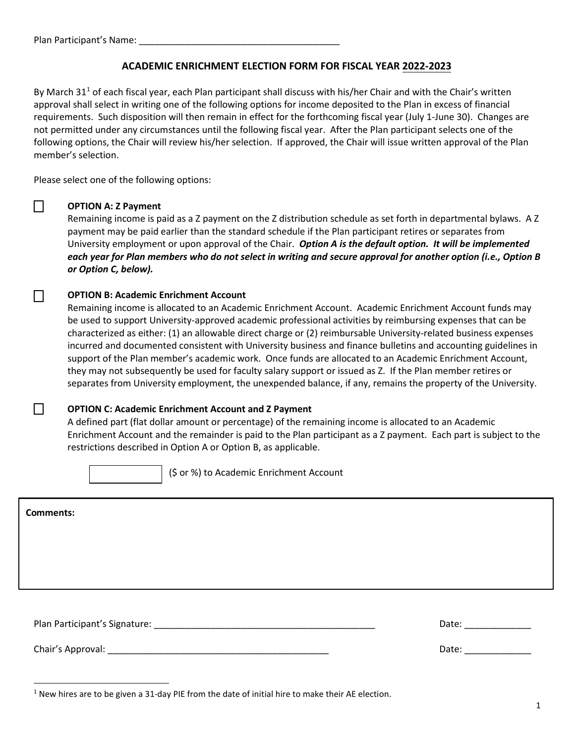Plan Participant's Name: ________________________________________

## ACADEMIC ENRICHMENT ELECTION FORM FOR FISCAL YEAR 2022-2023

By March 31[1] of each fiscal year, each Plan participant shall discuss with his/her Chair and with the Chair's written approval shall select in writing one of the following options for income deposited to the Plan in excess of financial requirements. Such disposition will then remain in effect for the forthcoming fiscal year (July 1-June 30). Changes are not permitted under any circumstances until the following fiscal year. After the Plan participant selects one of the following options, the Chair will review his/her selection. If approved, the Chair will issue written approval of the Plan member's selection.

Please select one of the following options:

☐ **OPTION A: Z Payment**
Remaining income is paid as a Z payment on the Z distribution schedule as set forth in departmental bylaws. A Z payment may be paid earlier than the standard schedule if the Plan participant retires or separates from University employment or upon approval of the Chair. ***Option A is the default option. It will be implemented each year for Plan members who do not select in writing and secure approval for another option (i.e., Option B or Option C, below).***

☐ **OPTION B: Academic Enrichment Account**
Remaining income is allocated to an Academic Enrichment Account. Academic Enrichment Account funds may be used to support University-approved academic professional activities by reimbursing expenses that can be characterized as either: (1) an allowable direct charge or (2) reimbursable University-related business expenses incurred and documented consistent with University business and finance bulletins and accounting guidelines in support of the Plan member's academic work. Once funds are allocated to an Academic Enrichment Account, they may not subsequently be used for faculty salary support or issued as Z. If the Plan member retires or separates from University employment, the unexpended balance, if any, remains the property of the University.

☐ **OPTION C: Academic Enrichment Account and Z Payment**
A defined part (flat dollar amount or percentage) of the remaining income is allocated to an Academic Enrichment Account and the remainder is paid to the Plan participant as a Z payment. Each part is subject to the restrictions described in Option A or Option B, as applicable.

[ __________ ] ($ or %) to Academic Enrichment Account

**Comments:**

Plan Participant's Signature: ____________________________________________ Date: _____________

Chair's Approval: ____________________________________________ Date: _____________

[1] New hires are to be given a 31-day PIE from the date of initial hire to make their AE election.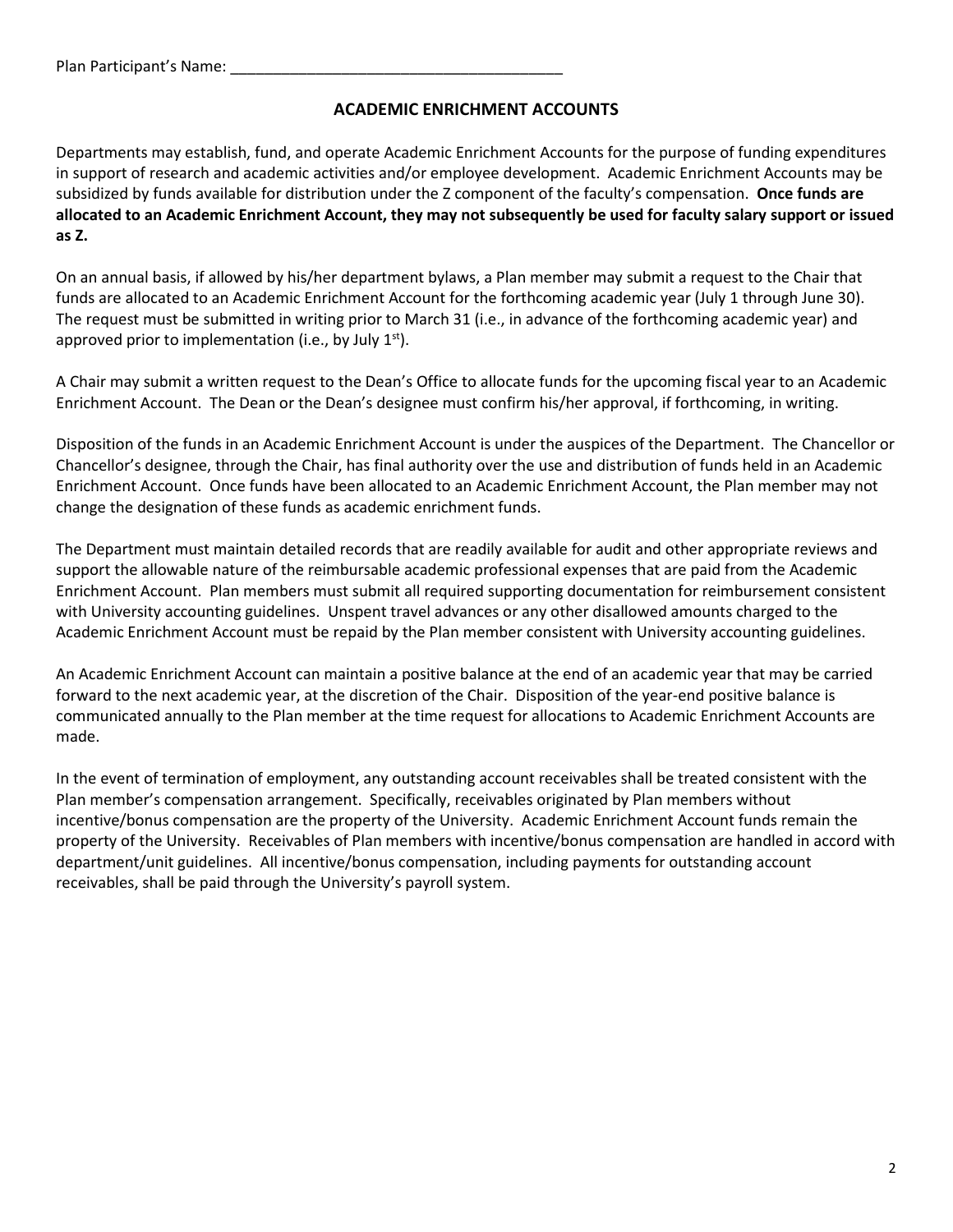Plan Participant's Name: \_\_\_\_\_\_\_\_\_\_\_\_\_\_\_\_\_\_\_\_\_\_\_\_\_\_\_\_\_\_\_\_\_\_\_\_\_\_\_\_

## ACADEMIC ENRICHMENT ACCOUNTS

Departments may establish, fund, and operate Academic Enrichment Accounts for the purpose of funding expenditures in support of research and academic activities and/or employee development. Academic Enrichment Accounts may be subsidized by funds available for distribution under the Z component of the faculty's compensation. **Once funds are allocated to an Academic Enrichment Account, they may not subsequently be used for faculty salary support or issued as Z.**

On an annual basis, if allowed by his/her department bylaws, a Plan member may submit a request to the Chair that funds are allocated to an Academic Enrichment Account for the forthcoming academic year (July 1 through June 30). The request must be submitted in writing prior to March 31 (i.e., in advance of the forthcoming academic year) and approved prior to implementation (i.e., by July 1st).

A Chair may submit a written request to the Dean's Office to allocate funds for the upcoming fiscal year to an Academic Enrichment Account. The Dean or the Dean's designee must confirm his/her approval, if forthcoming, in writing.

Disposition of the funds in an Academic Enrichment Account is under the auspices of the Department. The Chancellor or Chancellor's designee, through the Chair, has final authority over the use and distribution of funds held in an Academic Enrichment Account. Once funds have been allocated to an Academic Enrichment Account, the Plan member may not change the designation of these funds as academic enrichment funds.

The Department must maintain detailed records that are readily available for audit and other appropriate reviews and support the allowable nature of the reimbursable academic professional expenses that are paid from the Academic Enrichment Account. Plan members must submit all required supporting documentation for reimbursement consistent with University accounting guidelines. Unspent travel advances or any other disallowed amounts charged to the Academic Enrichment Account must be repaid by the Plan member consistent with University accounting guidelines.

An Academic Enrichment Account can maintain a positive balance at the end of an academic year that may be carried forward to the next academic year, at the discretion of the Chair. Disposition of the year-end positive balance is communicated annually to the Plan member at the time request for allocations to Academic Enrichment Accounts are made.

In the event of termination of employment, any outstanding account receivables shall be treated consistent with the Plan member's compensation arrangement. Specifically, receivables originated by Plan members without incentive/bonus compensation are the property of the University. Academic Enrichment Account funds remain the property of the University. Receivables of Plan members with incentive/bonus compensation are handled in accord with department/unit guidelines. All incentive/bonus compensation, including payments for outstanding account receivables, shall be paid through the University's payroll system.